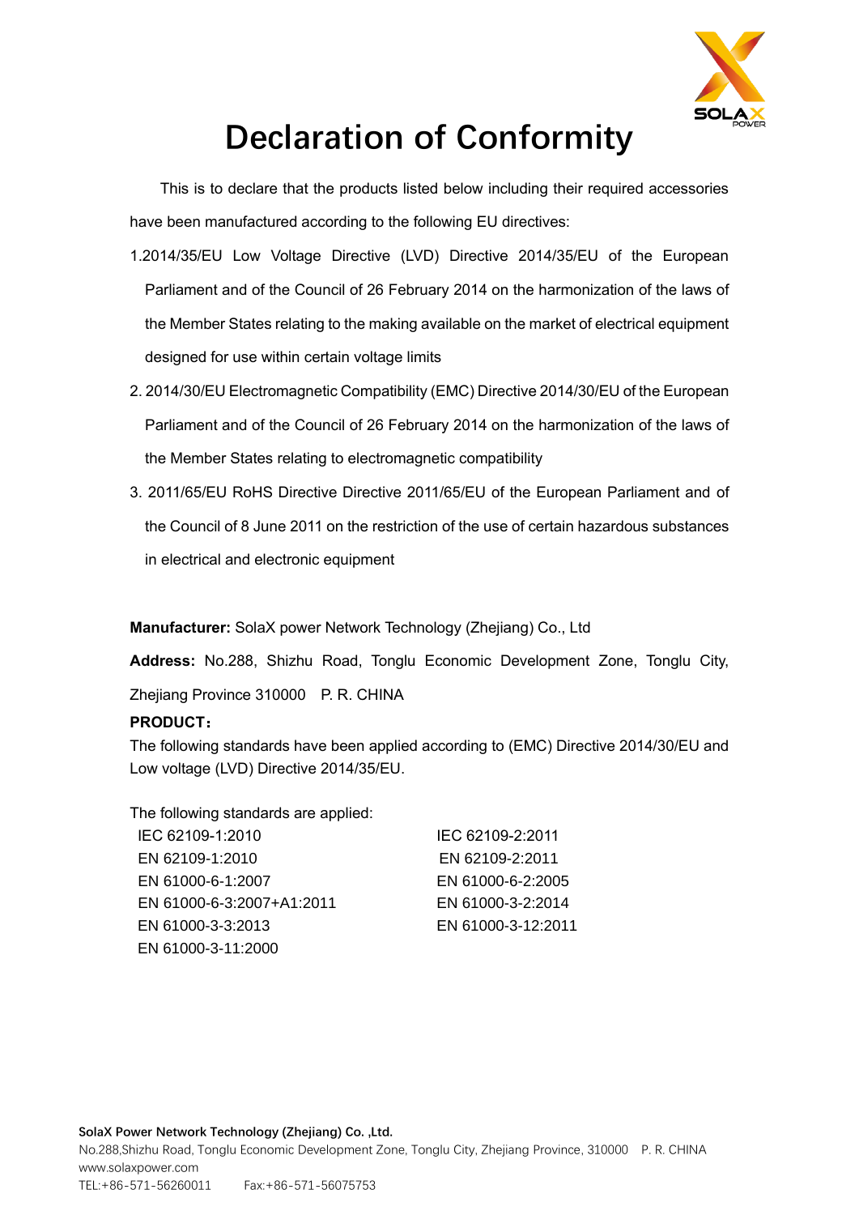# Declaration of Conformity

This is to declare that the products listed below including their required accessories have been manufactured according to the following EU directives:

1. 2014/35/EU Low Voltage Directive (LVD) Directive 2014/35/EU of the European Parliament and of the Council of 26 February 2014 on the harmonization of the laws of the Member States relating to the making available on the market of electrical equipment designed for use within certain voltage limits
2. 2014/30/EU Electromagnetic Compatibility (EMC) Directive 2014/30/EU of the European Parliament and of the Council of 26 February 2014 on the harmonization of the laws of the Member States relating to electromagnetic compatibility
3. 2011/65/EU RoHS Directive Directive 2011/65/EU of the European Parliament and of the Council of 8 June 2011 on the restriction of the use of certain hazardous substances in electrical and electronic equipment

**Manufacturer:** SolaX power Network Technology (Zhejiang) Co., Ltd

**Address:** No.288, Shizhu Road, Tonglu Economic Development Zone, Tonglu City, Zhejiang Province 310000 P. R. CHINA

**PRODUCT：**

The following standards have been applied according to (EMC) Directive 2014/30/EU and Low voltage (LVD) Directive 2014/35/EU.

The following standards are applied:

- IEC 62109-1:2010
- IEC 62109-2:2011
- EN 62109-1:2010
- EN 62109-2:2011
- EN 61000-6-1:2007
- EN 61000-6-2:2005
- EN 61000-6-3:2007+A1:2011
- EN 61000-3-2:2014
- EN 61000-3-3:2013
- EN 61000-3-12:2011
- EN 61000-3-11:2000

**SolaX Power Network Technology (Zhejiang) Co. ,Ltd.**
No.288,Shizhu Road, Tonglu Economic Development Zone, Tonglu City, Zhejiang Province, 310000 P. R. CHINA
www.solaxpower.com
TEL:+86-571-56260011 Fax:+86-571-56075753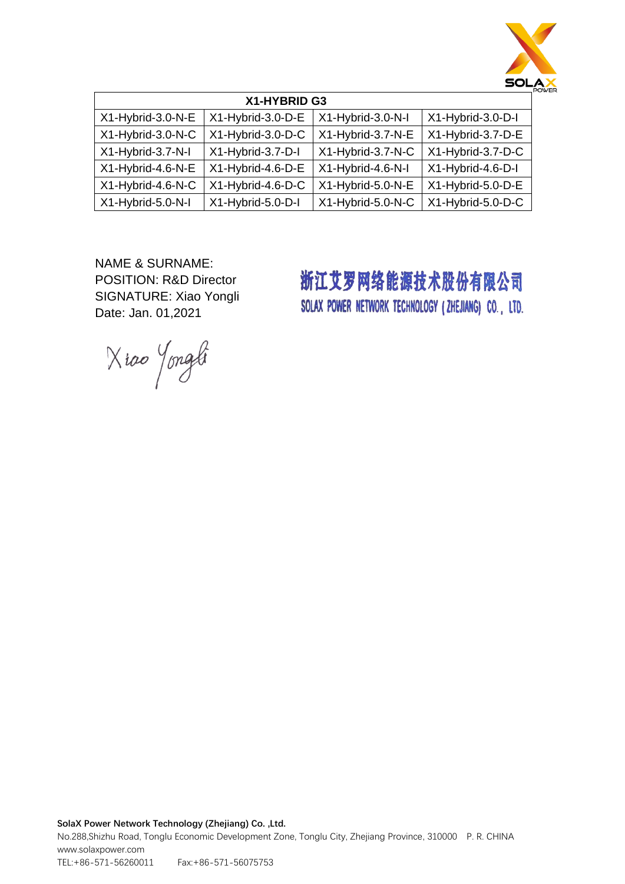| X1-HYBRID G3 | | | |
|---|---|---|---|
| X1-Hybrid-3.0-N-E | X1-Hybrid-3.0-D-E | X1-Hybrid-3.0-N-I | X1-Hybrid-3.0-D-I |
| X1-Hybrid-3.0-N-C | X1-Hybrid-3.0-D-C | X1-Hybrid-3.7-N-E | X1-Hybrid-3.7-D-E |
| X1-Hybrid-3.7-N-I | X1-Hybrid-3.7-D-I | X1-Hybrid-3.7-N-C | X1-Hybrid-3.7-D-C |
| X1-Hybrid-4.6-N-E | X1-Hybrid-4.6-D-E | X1-Hybrid-4.6-N-I | X1-Hybrid-4.6-D-I |
| X1-Hybrid-4.6-N-C | X1-Hybrid-4.6-D-C | X1-Hybrid-5.0-N-E | X1-Hybrid-5.0-D-E |
| X1-Hybrid-5.0-N-I | X1-Hybrid-5.0-D-I | X1-Hybrid-5.0-N-C | X1-Hybrid-5.0-D-C |

NAME & SURNAME:
POSITION: R&D Director
SIGNATURE: Xiao Yongli
Date: Jan. 01,2021

浙江艾罗网络能源技术股份有限公司
SOLAX POWER NETWORK TECHNOLOGY (ZHEJIANG) CO., LTD.

Xiao Yongli

**SolaX Power Network Technology (Zhejiang) Co. ,Ltd.**
No.288,Shizhu Road, Tonglu Economic Development Zone, Tonglu City, Zhejiang Province, 310000 P. R. CHINA
www.solaxpower.com
TEL:+86-571-56260011 Fax:+86-571-56075753